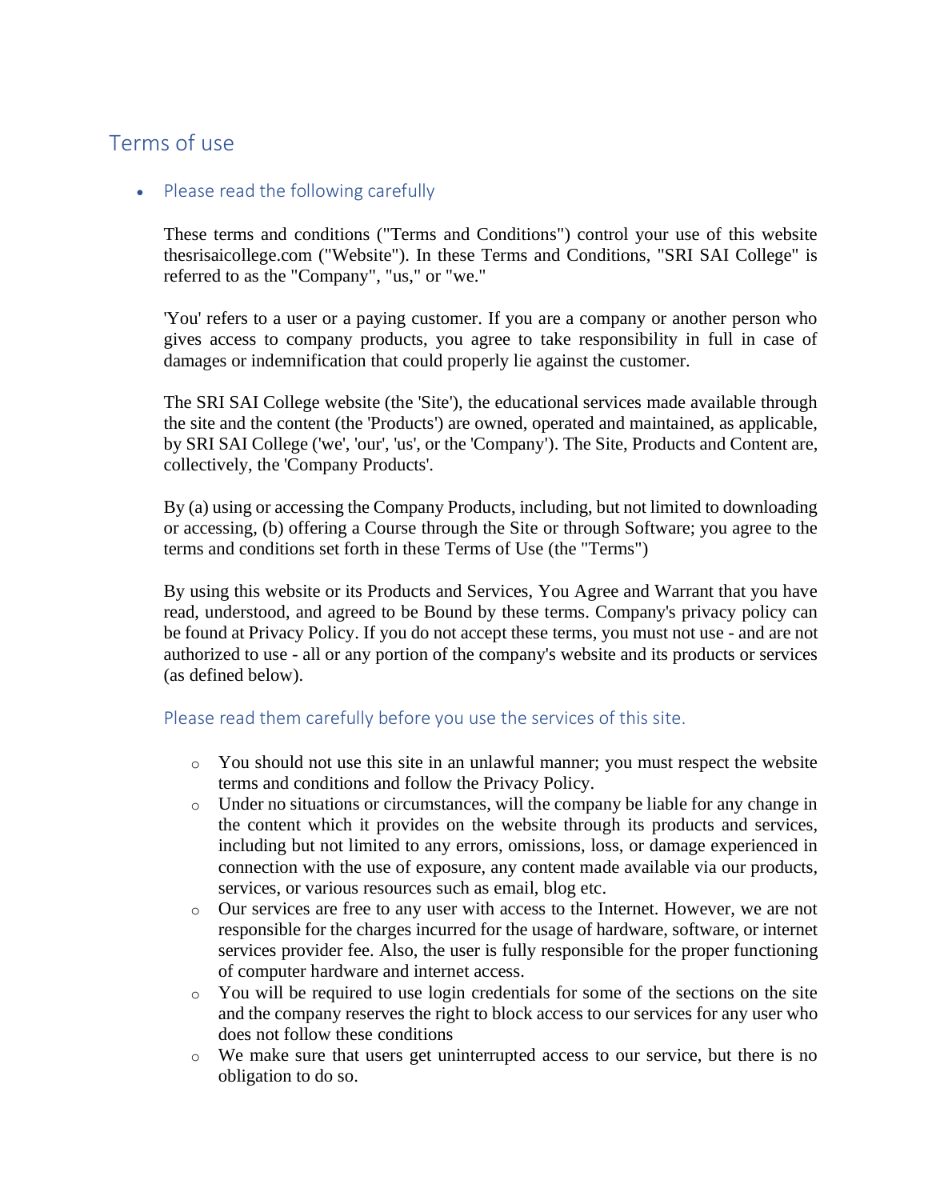# Terms of use

- ## Please read the following carefully

These terms and conditions ("Terms and Conditions") control your use of this website thesrisaicollege.com ("Website"). In these Terms and Conditions, "SRI SAI College" is referred to as the "Company", "us," or "we."

'You' refers to a user or a paying customer. If you are a company or another person who gives access to company products, you agree to take responsibility in full in case of damages or indemnification that could properly lie against the customer.

The SRI SAI College website (the 'Site'), the educational services made available through the site and the content (the 'Products') are owned, operated and maintained, as applicable, by SRI SAI College ('we', 'our', 'us', or the 'Company'). The Site, Products and Content are, collectively, the 'Company Products'.

By (a) using or accessing the Company Products, including, but not limited to downloading or accessing, (b) offering a Course through the Site or through Software; you agree to the terms and conditions set forth in these Terms of Use (the "Terms")

By using this website or its Products and Services, You Agree and Warrant that you have read, understood, and agreed to be Bound by these terms. Company's privacy policy can be found at Privacy Policy. If you do not accept these terms, you must not use - and are not authorized to use - all or any portion of the company's website and its products or services (as defined below).

### Please read them carefully before you use the services of this site.

- You should not use this site in an unlawful manner; you must respect the website terms and conditions and follow the Privacy Policy.
- Under no situations or circumstances, will the company be liable for any change in the content which it provides on the website through its products and services, including but not limited to any errors, omissions, loss, or damage experienced in connection with the use of exposure, any content made available via our products, services, or various resources such as email, blog etc.
- Our services are free to any user with access to the Internet. However, we are not responsible for the charges incurred for the usage of hardware, software, or internet services provider fee. Also, the user is fully responsible for the proper functioning of computer hardware and internet access.
- You will be required to use login credentials for some of the sections on the site and the company reserves the right to block access to our services for any user who does not follow these conditions
- We make sure that users get uninterrupted access to our service, but there is no obligation to do so.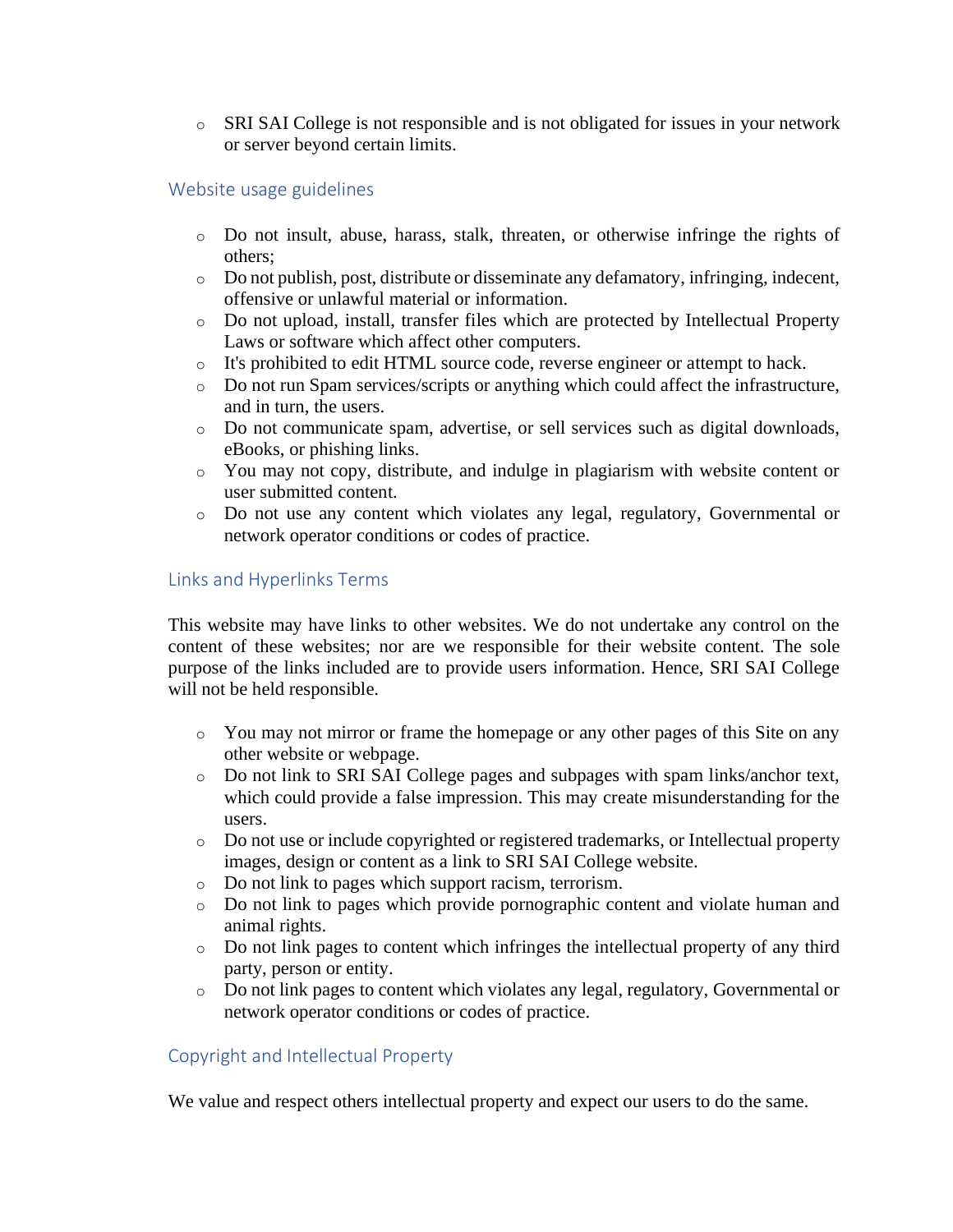- SRI SAI College is not responsible and is not obligated for issues in your network or server beyond certain limits.

## Website usage guidelines

- Do not insult, abuse, harass, stalk, threaten, or otherwise infringe the rights of others;
- Do not publish, post, distribute or disseminate any defamatory, infringing, indecent, offensive or unlawful material or information.
- Do not upload, install, transfer files which are protected by Intellectual Property Laws or software which affect other computers.
- It's prohibited to edit HTML source code, reverse engineer or attempt to hack.
- Do not run Spam services/scripts or anything which could affect the infrastructure, and in turn, the users.
- Do not communicate spam, advertise, or sell services such as digital downloads, eBooks, or phishing links.
- You may not copy, distribute, and indulge in plagiarism with website content or user submitted content.
- Do not use any content which violates any legal, regulatory, Governmental or network operator conditions or codes of practice.

## Links and Hyperlinks Terms

This website may have links to other websites. We do not undertake any control on the content of these websites; nor are we responsible for their website content. The sole purpose of the links included are to provide users information. Hence, SRI SAI College will not be held responsible.

- You may not mirror or frame the homepage or any other pages of this Site on any other website or webpage.
- Do not link to SRI SAI College pages and subpages with spam links/anchor text, which could provide a false impression. This may create misunderstanding for the users.
- Do not use or include copyrighted or registered trademarks, or Intellectual property images, design or content as a link to SRI SAI College website.
- Do not link to pages which support racism, terrorism.
- Do not link to pages which provide pornographic content and violate human and animal rights.
- Do not link pages to content which infringes the intellectual property of any third party, person or entity.
- Do not link pages to content which violates any legal, regulatory, Governmental or network operator conditions or codes of practice.

## Copyright and Intellectual Property

We value and respect others intellectual property and expect our users to do the same.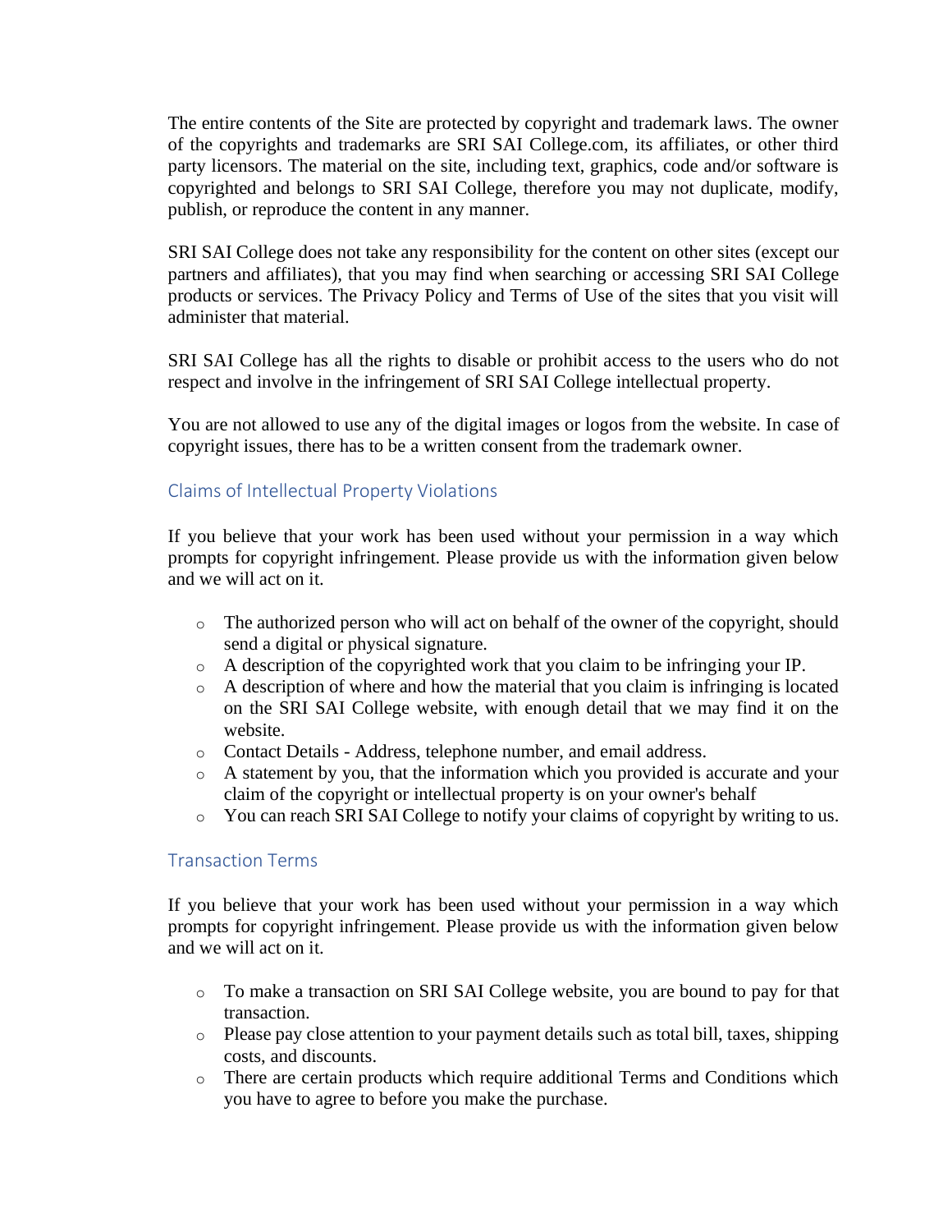The entire contents of the Site are protected by copyright and trademark laws. The owner of the copyrights and trademarks are SRI SAI College.com, its affiliates, or other third party licensors. The material on the site, including text, graphics, code and/or software is copyrighted and belongs to SRI SAI College, therefore you may not duplicate, modify, publish, or reproduce the content in any manner.

SRI SAI College does not take any responsibility for the content on other sites (except our partners and affiliates), that you may find when searching or accessing SRI SAI College products or services. The Privacy Policy and Terms of Use of the sites that you visit will administer that material.

SRI SAI College has all the rights to disable or prohibit access to the users who do not respect and involve in the infringement of SRI SAI College intellectual property.

You are not allowed to use any of the digital images or logos from the website. In case of copyright issues, there has to be a written consent from the trademark owner.

## Claims of Intellectual Property Violations

If you believe that your work has been used without your permission in a way which prompts for copyright infringement. Please provide us with the information given below and we will act on it.

- The authorized person who will act on behalf of the owner of the copyright, should send a digital or physical signature.
- A description of the copyrighted work that you claim to be infringing your IP.
- A description of where and how the material that you claim is infringing is located on the SRI SAI College website, with enough detail that we may find it on the website.
- Contact Details - Address, telephone number, and email address.
- A statement by you, that the information which you provided is accurate and your claim of the copyright or intellectual property is on your owner's behalf
- You can reach SRI SAI College to notify your claims of copyright by writing to us.

## Transaction Terms

If you believe that your work has been used without your permission in a way which prompts for copyright infringement. Please provide us with the information given below and we will act on it.

- To make a transaction on SRI SAI College website, you are bound to pay for that transaction.
- Please pay close attention to your payment details such as total bill, taxes, shipping costs, and discounts.
- There are certain products which require additional Terms and Conditions which you have to agree to before you make the purchase.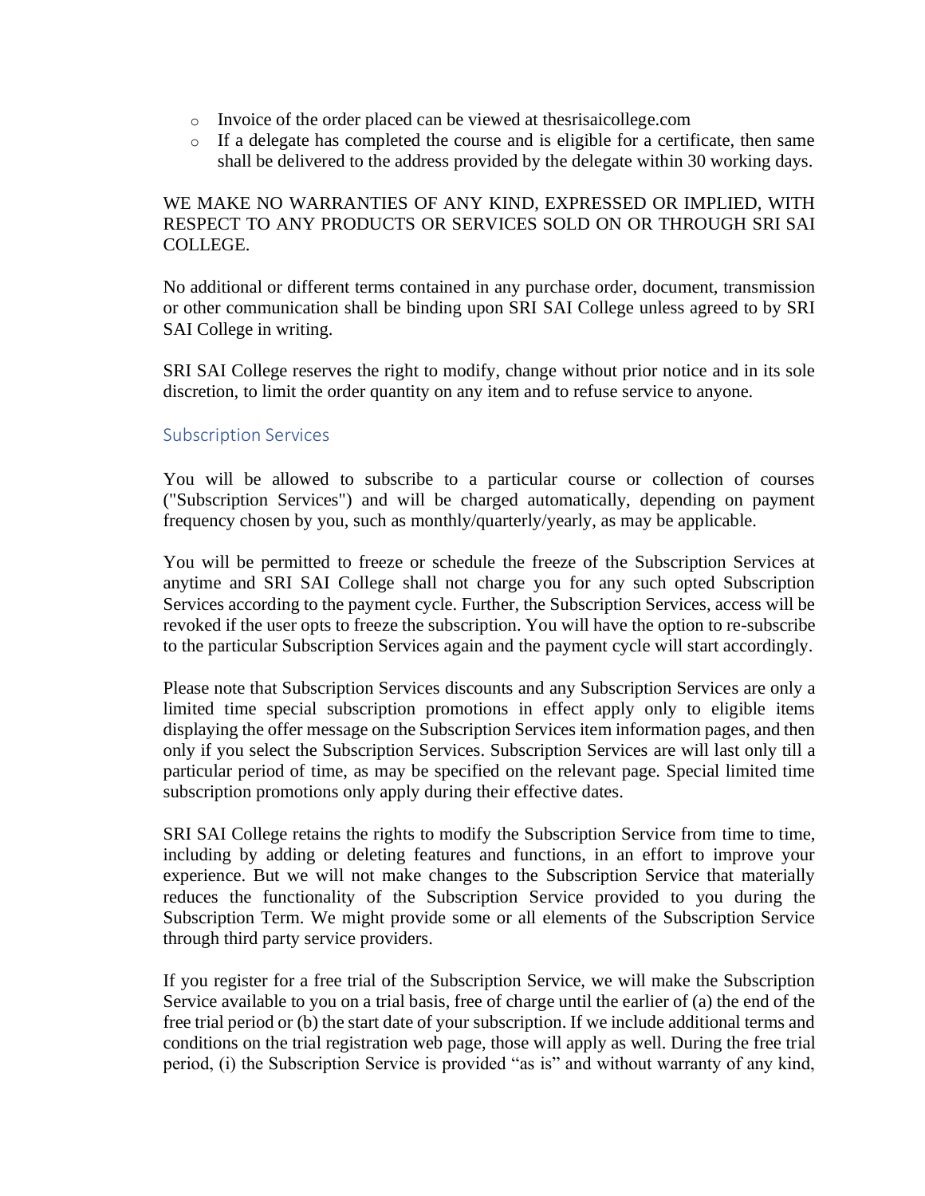- Invoice of the order placed can be viewed at thesrisaicollege.com
- If a delegate has completed the course and is eligible for a certificate, then same shall be delivered to the address provided by the delegate within 30 working days.

WE MAKE NO WARRANTIES OF ANY KIND, EXPRESSED OR IMPLIED, WITH RESPECT TO ANY PRODUCTS OR SERVICES SOLD ON OR THROUGH SRI SAI COLLEGE.

No additional or different terms contained in any purchase order, document, transmission or other communication shall be binding upon SRI SAI College unless agreed to by SRI SAI College in writing.

SRI SAI College reserves the right to modify, change without prior notice and in its sole discretion, to limit the order quantity on any item and to refuse service to anyone.

## Subscription Services

You will be allowed to subscribe to a particular course or collection of courses ("Subscription Services") and will be charged automatically, depending on payment frequency chosen by you, such as monthly/quarterly/yearly, as may be applicable.

You will be permitted to freeze or schedule the freeze of the Subscription Services at anytime and SRI SAI College shall not charge you for any such opted Subscription Services according to the payment cycle. Further, the Subscription Services, access will be revoked if the user opts to freeze the subscription. You will have the option to re-subscribe to the particular Subscription Services again and the payment cycle will start accordingly.

Please note that Subscription Services discounts and any Subscription Services are only a limited time special subscription promotions in effect apply only to eligible items displaying the offer message on the Subscription Services item information pages, and then only if you select the Subscription Services. Subscription Services are will last only till a particular period of time, as may be specified on the relevant page. Special limited time subscription promotions only apply during their effective dates.

SRI SAI College retains the rights to modify the Subscription Service from time to time, including by adding or deleting features and functions, in an effort to improve your experience. But we will not make changes to the Subscription Service that materially reduces the functionality of the Subscription Service provided to you during the Subscription Term. We might provide some or all elements of the Subscription Service through third party service providers.

If you register for a free trial of the Subscription Service, we will make the Subscription Service available to you on a trial basis, free of charge until the earlier of (a) the end of the free trial period or (b) the start date of your subscription. If we include additional terms and conditions on the trial registration web page, those will apply as well. During the free trial period, (i) the Subscription Service is provided "as is" and without warranty of any kind,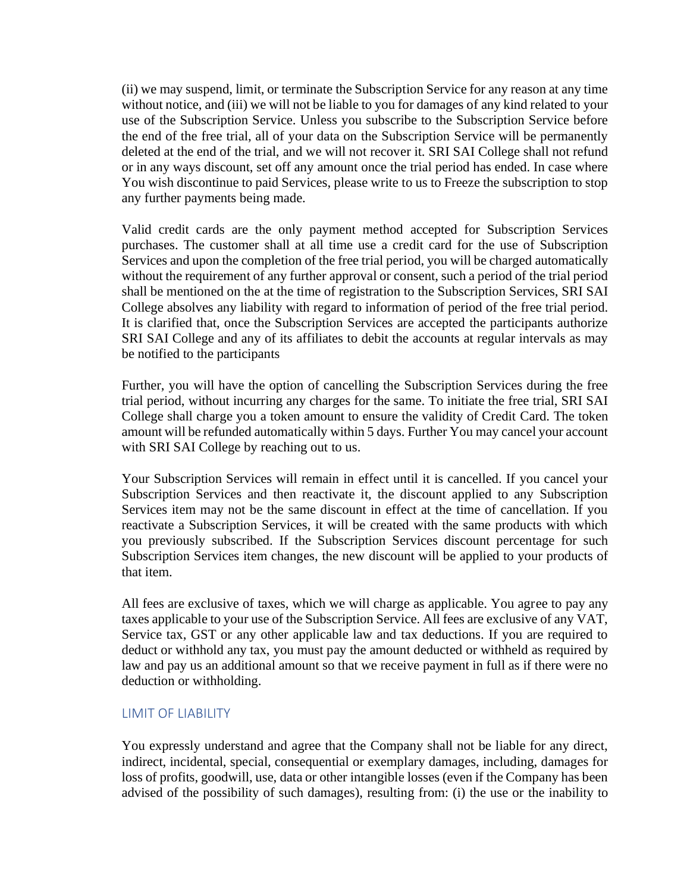(ii) we may suspend, limit, or terminate the Subscription Service for any reason at any time without notice, and (iii) we will not be liable to you for damages of any kind related to your use of the Subscription Service. Unless you subscribe to the Subscription Service before the end of the free trial, all of your data on the Subscription Service will be permanently deleted at the end of the trial, and we will not recover it. SRI SAI College shall not refund or in any ways discount, set off any amount once the trial period has ended. In case where You wish discontinue to paid Services, please write to us to Freeze the subscription to stop any further payments being made.

Valid credit cards are the only payment method accepted for Subscription Services purchases. The customer shall at all time use a credit card for the use of Subscription Services and upon the completion of the free trial period, you will be charged automatically without the requirement of any further approval or consent, such a period of the trial period shall be mentioned on the at the time of registration to the Subscription Services, SRI SAI College absolves any liability with regard to information of period of the free trial period. It is clarified that, once the Subscription Services are accepted the participants authorize SRI SAI College and any of its affiliates to debit the accounts at regular intervals as may be notified to the participants

Further, you will have the option of cancelling the Subscription Services during the free trial period, without incurring any charges for the same. To initiate the free trial, SRI SAI College shall charge you a token amount to ensure the validity of Credit Card. The token amount will be refunded automatically within 5 days. Further You may cancel your account with SRI SAI College by reaching out to us.

Your Subscription Services will remain in effect until it is cancelled. If you cancel your Subscription Services and then reactivate it, the discount applied to any Subscription Services item may not be the same discount in effect at the time of cancellation. If you reactivate a Subscription Services, it will be created with the same products with which you previously subscribed. If the Subscription Services discount percentage for such Subscription Services item changes, the new discount will be applied to your products of that item.

All fees are exclusive of taxes, which we will charge as applicable. You agree to pay any taxes applicable to your use of the Subscription Service. All fees are exclusive of any VAT, Service tax, GST or any other applicable law and tax deductions. If you are required to deduct or withhold any tax, you must pay the amount deducted or withheld as required by law and pay us an additional amount so that we receive payment in full as if there were no deduction or withholding.

## LIMIT OF LIABILITY

You expressly understand and agree that the Company shall not be liable for any direct, indirect, incidental, special, consequential or exemplary damages, including, damages for loss of profits, goodwill, use, data or other intangible losses (even if the Company has been advised of the possibility of such damages), resulting from: (i) the use or the inability to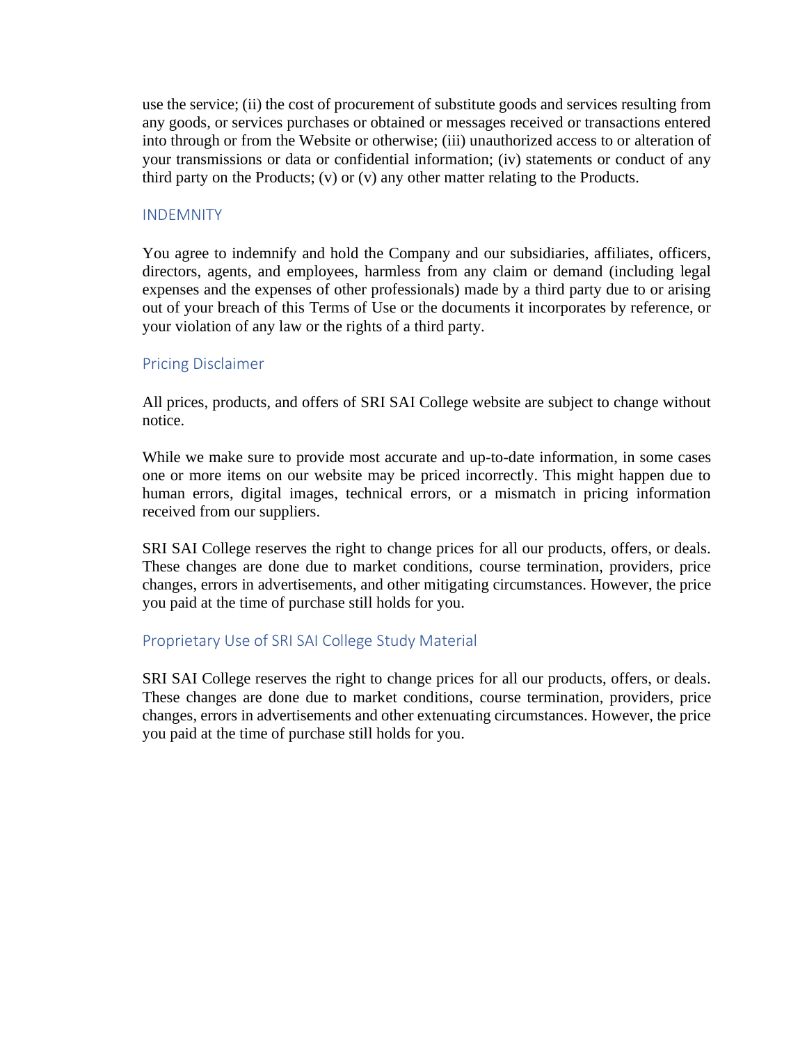use the service; (ii) the cost of procurement of substitute goods and services resulting from any goods, or services purchases or obtained or messages received or transactions entered into through or from the Website or otherwise; (iii) unauthorized access to or alteration of your transmissions or data or confidential information; (iv) statements or conduct of any third party on the Products; (v) or (v) any other matter relating to the Products.

## INDEMNITY

You agree to indemnify and hold the Company and our subsidiaries, affiliates, officers, directors, agents, and employees, harmless from any claim or demand (including legal expenses and the expenses of other professionals) made by a third party due to or arising out of your breach of this Terms of Use or the documents it incorporates by reference, or your violation of any law or the rights of a third party.

## Pricing Disclaimer

All prices, products, and offers of SRI SAI College website are subject to change without notice.

While we make sure to provide most accurate and up-to-date information, in some cases one or more items on our website may be priced incorrectly. This might happen due to human errors, digital images, technical errors, or a mismatch in pricing information received from our suppliers.

SRI SAI College reserves the right to change prices for all our products, offers, or deals. These changes are done due to market conditions, course termination, providers, price changes, errors in advertisements, and other mitigating circumstances. However, the price you paid at the time of purchase still holds for you.

## Proprietary Use of SRI SAI College Study Material

SRI SAI College reserves the right to change prices for all our products, offers, or deals. These changes are done due to market conditions, course termination, providers, price changes, errors in advertisements and other extenuating circumstances. However, the price you paid at the time of purchase still holds for you.